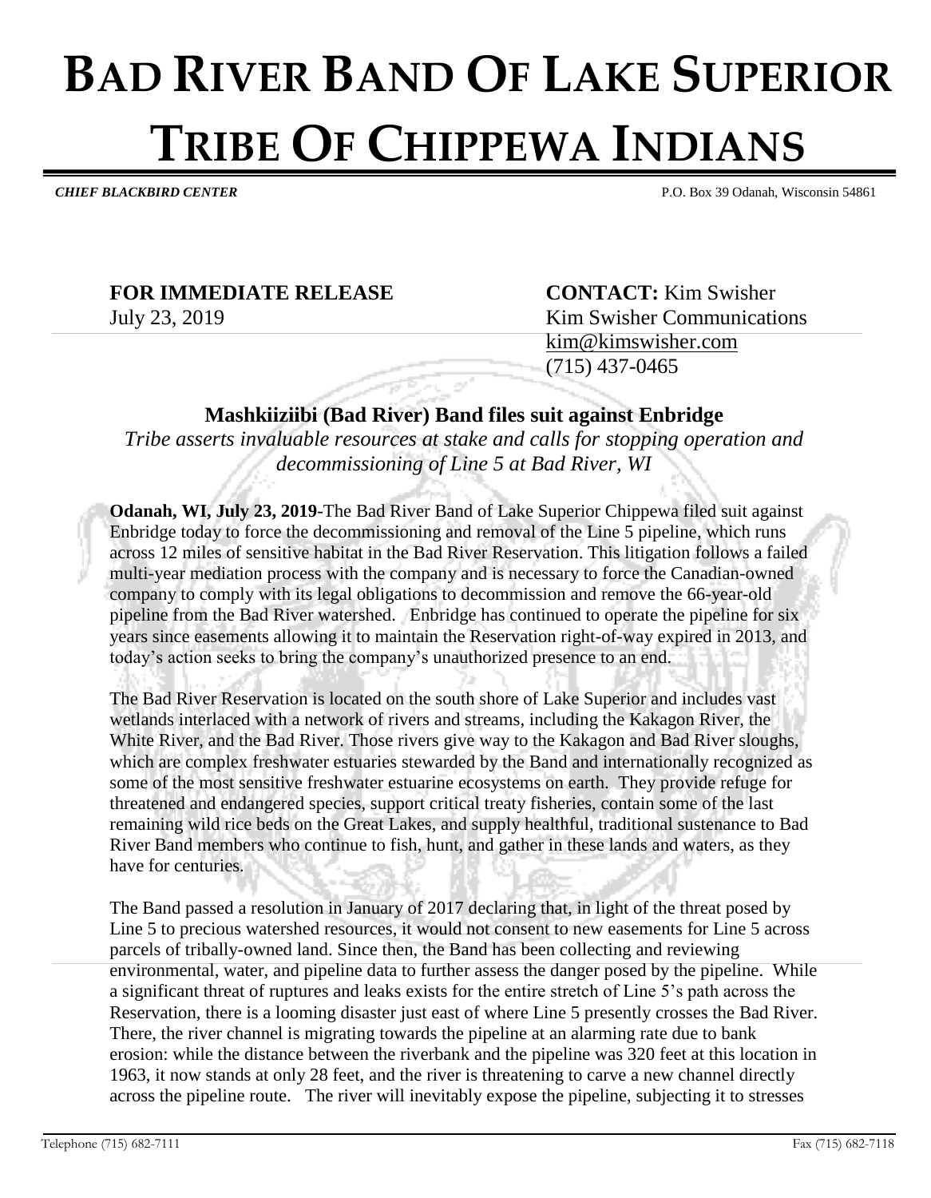# BAD RIVER BAND OF LAKE SUPERIOR TRIBE OF CHIPPEWA INDIANS

***CHIEF BLACKBIRD CENTER*** P.O. Box 39 Odanah, Wisconsin 54861

**FOR IMMEDIATE RELEASE**
July 23, 2019

**CONTACT:** Kim Swisher
Kim Swisher Communications
kim@kimswisher.com
(715) 437-0465

## Mashkiiziibi (Bad River) Band files suit against Enbridge

*Tribe asserts invaluable resources at stake and calls for stopping operation and decommissioning of Line 5 at Bad River, WI*

**Odanah, WI, July 23, 2019**-The Bad River Band of Lake Superior Chippewa filed suit against Enbridge today to force the decommissioning and removal of the Line 5 pipeline, which runs across 12 miles of sensitive habitat in the Bad River Reservation. This litigation follows a failed multi-year mediation process with the company and is necessary to force the Canadian-owned company to comply with its legal obligations to decommission and remove the 66-year-old pipeline from the Bad River watershed. Enbridge has continued to operate the pipeline for six years since easements allowing it to maintain the Reservation right-of-way expired in 2013, and today's action seeks to bring the company's unauthorized presence to an end.

The Bad River Reservation is located on the south shore of Lake Superior and includes vast wetlands interlaced with a network of rivers and streams, including the Kakagon River, the White River, and the Bad River. Those rivers give way to the Kakagon and Bad River sloughs, which are complex freshwater estuaries stewarded by the Band and internationally recognized as some of the most sensitive freshwater estuarine ecosystems on earth. They provide refuge for threatened and endangered species, support critical treaty fisheries, contain some of the last remaining wild rice beds on the Great Lakes, and supply healthful, traditional sustenance to Bad River Band members who continue to fish, hunt, and gather in these lands and waters, as they have for centuries.

The Band passed a resolution in January of 2017 declaring that, in light of the threat posed by Line 5 to precious watershed resources, it would not consent to new easements for Line 5 across parcels of tribally-owned land. Since then, the Band has been collecting and reviewing environmental, water, and pipeline data to further assess the danger posed by the pipeline. While a significant threat of ruptures and leaks exists for the entire stretch of Line 5's path across the Reservation, there is a looming disaster just east of where Line 5 presently crosses the Bad River. There, the river channel is migrating towards the pipeline at an alarming rate due to bank erosion: while the distance between the riverbank and the pipeline was 320 feet at this location in 1963, it now stands at only 28 feet, and the river is threatening to carve a new channel directly across the pipeline route. The river will inevitably expose the pipeline, subjecting it to stresses

Telephone (715) 682-7111 Fax (715) 682-7118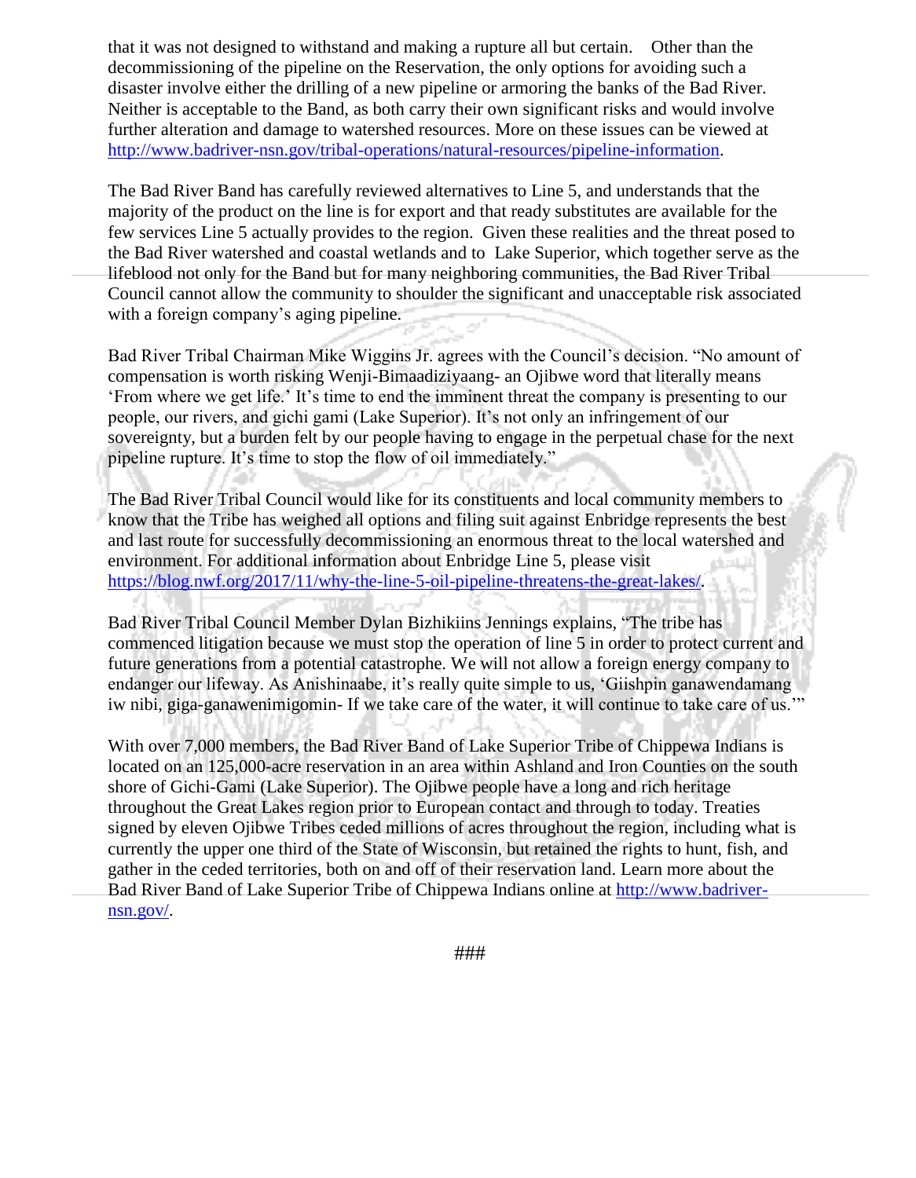that it was not designed to withstand and making a rupture all but certain. Other than the decommissioning of the pipeline on the Reservation, the only options for avoiding such a disaster involve either the drilling of a new pipeline or armoring the banks of the Bad River. Neither is acceptable to the Band, as both carry their own significant risks and would involve further alteration and damage to watershed resources. More on these issues can be viewed at [http://www.badriver-nsn.gov/tribal-operations/natural-resources/pipeline-information](http://www.badriver-nsn.gov/tribal-operations/natural-resources/pipeline-information).

The Bad River Band has carefully reviewed alternatives to Line 5, and understands that the majority of the product on the line is for export and that ready substitutes are available for the few services Line 5 actually provides to the region. Given these realities and the threat posed to the Bad River watershed and coastal wetlands and to Lake Superior, which together serve as the lifeblood not only for the Band but for many neighboring communities, the Bad River Tribal Council cannot allow the community to shoulder the significant and unacceptable risk associated with a foreign company's aging pipeline.

Bad River Tribal Chairman Mike Wiggins Jr. agrees with the Council's decision. "No amount of compensation is worth risking Wenji-Bimaadiziyaang- an Ojibwe word that literally means 'From where we get life.' It's time to end the imminent threat the company is presenting to our people, our rivers, and gichi gami (Lake Superior). It's not only an infringement of our sovereignty, but a burden felt by our people having to engage in the perpetual chase for the next pipeline rupture. It's time to stop the flow of oil immediately."

The Bad River Tribal Council would like for its constituents and local community members to know that the Tribe has weighed all options and filing suit against Enbridge represents the best and last route for successfully decommissioning an enormous threat to the local watershed and environment. For additional information about Enbridge Line 5, please visit [https://blog.nwf.org/2017/11/why-the-line-5-oil-pipeline-threatens-the-great-lakes/](https://blog.nwf.org/2017/11/why-the-line-5-oil-pipeline-threatens-the-great-lakes/).

Bad River Tribal Council Member Dylan Bizhikiins Jennings explains, "The tribe has commenced litigation because we must stop the operation of line 5 in order to protect current and future generations from a potential catastrophe. We will not allow a foreign energy company to endanger our lifeway. As Anishinaabe, it's really quite simple to us, 'Giishpin ganawendamang iw nibi, giga-ganawenimigomin- If we take care of the water, it will continue to take care of us.'"

With over 7,000 members, the Bad River Band of Lake Superior Tribe of Chippewa Indians is located on an 125,000-acre reservation in an area within Ashland and Iron Counties on the south shore of Gichi-Gami (Lake Superior). The Ojibwe people have a long and rich heritage throughout the Great Lakes region prior to European contact and through to today. Treaties signed by eleven Ojibwe Tribes ceded millions of acres throughout the region, including what is currently the upper one third of the State of Wisconsin, but retained the rights to hunt, fish, and gather in the ceded territories, both on and off of their reservation land. Learn more about the Bad River Band of Lake Superior Tribe of Chippewa Indians online at [http://www.badriver-nsn.gov/](http://www.badriver-nsn.gov/).

###